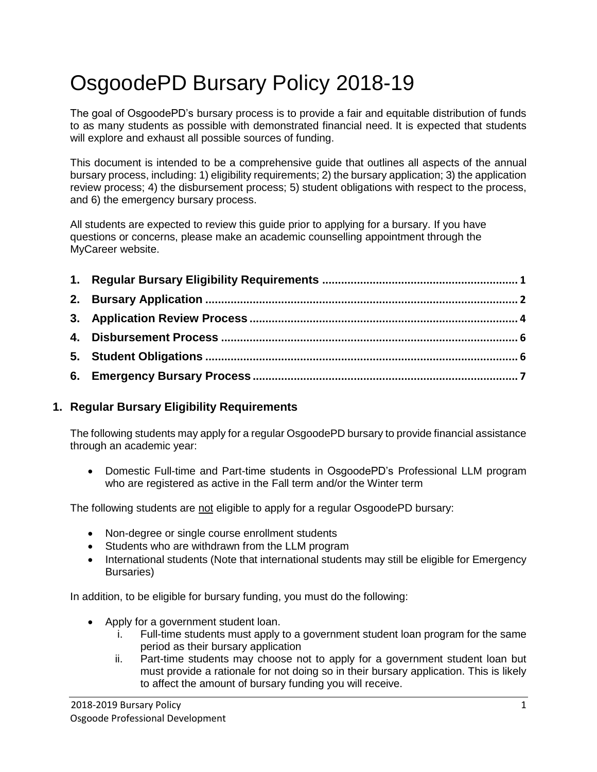# OsgoodePD Bursary Policy 2018-19

The goal of OsgoodePD's bursary process is to provide a fair and equitable distribution of funds to as many students as possible with demonstrated financial need. It is expected that students will explore and exhaust all possible sources of funding.

This document is intended to be a comprehensive guide that outlines all aspects of the annual bursary process, including: 1) eligibility requirements; 2) the bursary application; 3) the application review process; 4) the disbursement process; 5) student obligations with respect to the process, and 6) the emergency bursary process.

All students are expected to review this guide prior to applying for a bursary. If you have questions or concerns, please make an academic counselling appointment through the MyCareer website.

1. **Regular Bursary Eligibility Requirements** .......... 1
2. **Bursary Application** .......... 2
3. **Application Review Process** .......... 4
4. **Disbursement Process** .......... 6
5. **Student Obligations** .......... 6
6. **Emergency Bursary Process** .......... 7

## 1. Regular Bursary Eligibility Requirements

The following students may apply for a regular OsgoodePD bursary to provide financial assistance through an academic year:

- Domestic Full-time and Part-time students in OsgoodePD's Professional LLM program who are registered as active in the Fall term and/or the Winter term

The following students are <u>not</u> eligible to apply for a regular OsgoodePD bursary:

- Non-degree or single course enrollment students
- Students who are withdrawn from the LLM program
- International students (Note that international students may still be eligible for Emergency Bursaries)

In addition, to be eligible for bursary funding, you must do the following:

- Apply for a government student loan.
  - i. Full-time students must apply to a government student loan program for the same period as their bursary application
  - ii. Part-time students may choose not to apply for a government student loan but must provide a rationale for not doing so in their bursary application. This is likely to affect the amount of bursary funding you will receive.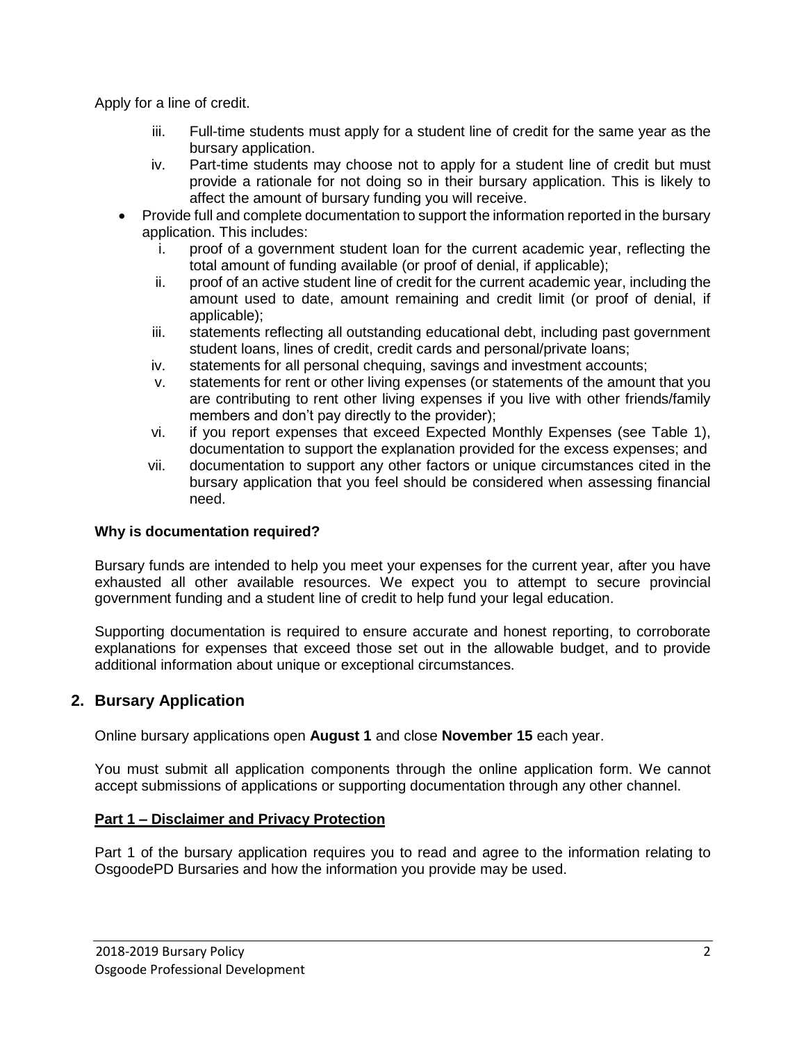Apply for a line of credit.

iii. Full-time students must apply for a student line of credit for the same year as the bursary application.

iv. Part-time students may choose not to apply for a student line of credit but must provide a rationale for not doing so in their bursary application. This is likely to affect the amount of bursary funding you will receive.

- Provide full and complete documentation to support the information reported in the bursary application. This includes:
  - i. proof of a government student loan for the current academic year, reflecting the total amount of funding available (or proof of denial, if applicable);
  - ii. proof of an active student line of credit for the current academic year, including the amount used to date, amount remaining and credit limit (or proof of denial, if applicable);
  - iii. statements reflecting all outstanding educational debt, including past government student loans, lines of credit, credit cards and personal/private loans;
  - iv. statements for all personal chequing, savings and investment accounts;
  - v. statements for rent or other living expenses (or statements of the amount that you are contributing to rent other living expenses if you live with other friends/family members and don't pay directly to the provider);
  - vi. if you report expenses that exceed Expected Monthly Expenses (see Table 1), documentation to support the explanation provided for the excess expenses; and
  - vii. documentation to support any other factors or unique circumstances cited in the bursary application that you feel should be considered when assessing financial need.

**Why is documentation required?**

Bursary funds are intended to help you meet your expenses for the current year, after you have exhausted all other available resources. We expect you to attempt to secure provincial government funding and a student line of credit to help fund your legal education.

Supporting documentation is required to ensure accurate and honest reporting, to corroborate explanations for expenses that exceed those set out in the allowable budget, and to provide additional information about unique or exceptional circumstances.

## 2. Bursary Application

Online bursary applications open **August 1** and close **November 15** each year.

You must submit all application components through the online application form. We cannot accept submissions of applications or supporting documentation through any other channel.

**Part 1 – Disclaimer and Privacy Protection**

Part 1 of the bursary application requires you to read and agree to the information relating to OsgoodePD Bursaries and how the information you provide may be used.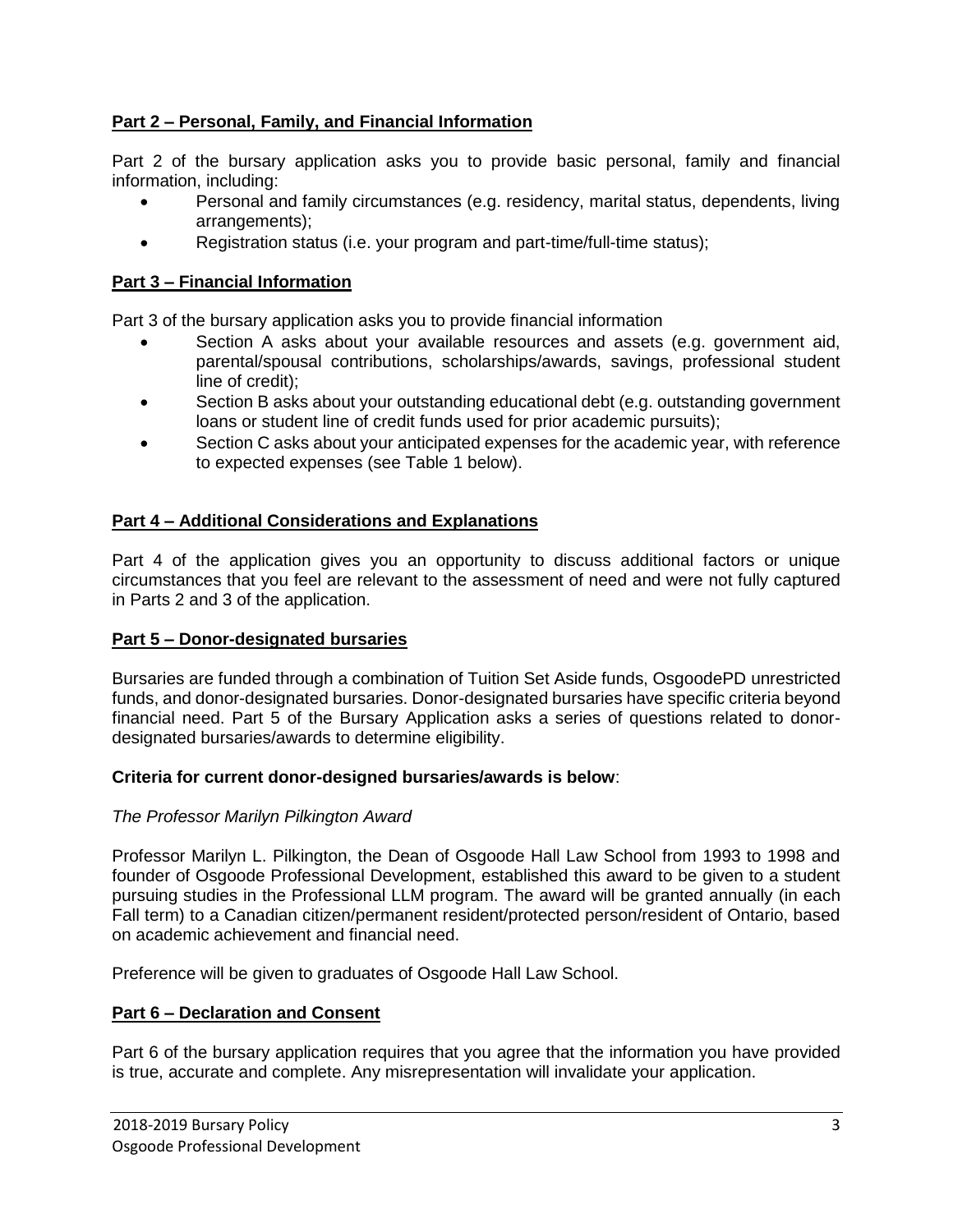## Part 2 – Personal, Family, and Financial Information

Part 2 of the bursary application asks you to provide basic personal, family and financial information, including:

- Personal and family circumstances (e.g. residency, marital status, dependents, living arrangements);
- Registration status (i.e. your program and part-time/full-time status);

## Part 3 – Financial Information

Part 3 of the bursary application asks you to provide financial information

- Section A asks about your available resources and assets (e.g. government aid, parental/spousal contributions, scholarships/awards, savings, professional student line of credit);
- Section B asks about your outstanding educational debt (e.g. outstanding government loans or student line of credit funds used for prior academic pursuits);
- Section C asks about your anticipated expenses for the academic year, with reference to expected expenses (see Table 1 below).

## Part 4 – Additional Considerations and Explanations

Part 4 of the application gives you an opportunity to discuss additional factors or unique circumstances that you feel are relevant to the assessment of need and were not fully captured in Parts 2 and 3 of the application.

## Part 5 – Donor-designated bursaries

Bursaries are funded through a combination of Tuition Set Aside funds, OsgoodePD unrestricted funds, and donor-designated bursaries. Donor-designated bursaries have specific criteria beyond financial need. Part 5 of the Bursary Application asks a series of questions related to donor-designated bursaries/awards to determine eligibility.

**Criteria for current donor-designed bursaries/awards is below**:

*The Professor Marilyn Pilkington Award*

Professor Marilyn L. Pilkington, the Dean of Osgoode Hall Law School from 1993 to 1998 and founder of Osgoode Professional Development, established this award to be given to a student pursuing studies in the Professional LLM program. The award will be granted annually (in each Fall term) to a Canadian citizen/permanent resident/protected person/resident of Ontario, based on academic achievement and financial need.

Preference will be given to graduates of Osgoode Hall Law School.

## Part 6 – Declaration and Consent

Part 6 of the bursary application requires that you agree that the information you have provided is true, accurate and complete. Any misrepresentation will invalidate your application.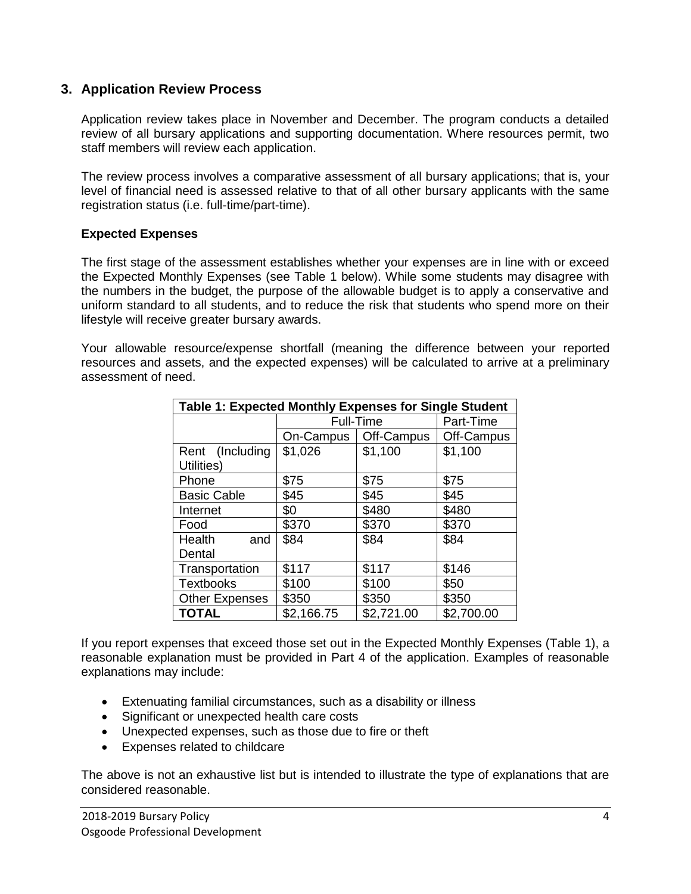## 3. Application Review Process

Application review takes place in November and December. The program conducts a detailed review of all bursary applications and supporting documentation. Where resources permit, two staff members will review each application.

The review process involves a comparative assessment of all bursary applications; that is, your level of financial need is assessed relative to that of all other bursary applicants with the same registration status (i.e. full-time/part-time).

### Expected Expenses

The first stage of the assessment establishes whether your expenses are in line with or exceed the Expected Monthly Expenses (see Table 1 below). While some students may disagree with the numbers in the budget, the purpose of the allowable budget is to apply a conservative and uniform standard to all students, and to reduce the risk that students who spend more on their lifestyle will receive greater bursary awards.

Your allowable resource/expense shortfall (meaning the difference between your reported resources and assets, and the expected expenses) will be calculated to arrive at a preliminary assessment of need.

| Table 1: Expected Monthly Expenses for Single Student | | | |
|---|---|---|---|
| | Full-Time | | Part-Time |
| | On-Campus | Off-Campus | Off-Campus |
| Rent (Including Utilities) | $1,026 | $1,100 | $1,100 |
| Phone | $75 | $75 | $75 |
| Basic Cable | $45 | $45 | $45 |
| Internet | $0 | $480 | $480 |
| Food | $370 | $370 | $370 |
| Health and Dental | $84 | $84 | $84 |
| Transportation | $117 | $117 | $146 |
| Textbooks | $100 | $100 | $50 |
| Other Expenses | $350 | $350 | $350 |
| **TOTAL** | $2,166.75 | $2,721.00 | $2,700.00 |

If you report expenses that exceed those set out in the Expected Monthly Expenses (Table 1), a reasonable explanation must be provided in Part 4 of the application. Examples of reasonable explanations may include:

- Extenuating familial circumstances, such as a disability or illness
- Significant or unexpected health care costs
- Unexpected expenses, such as those due to fire or theft
- Expenses related to childcare

The above is not an exhaustive list but is intended to illustrate the type of explanations that are considered reasonable.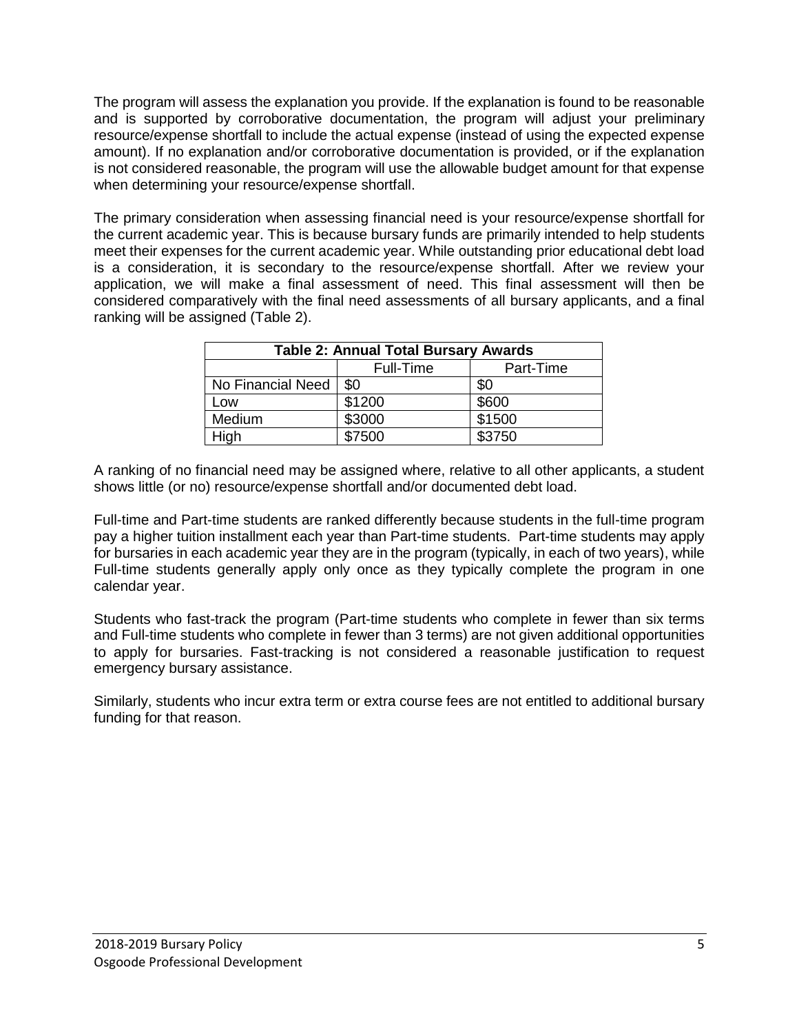The program will assess the explanation you provide. If the explanation is found to be reasonable and is supported by corroborative documentation, the program will adjust your preliminary resource/expense shortfall to include the actual expense (instead of using the expected expense amount). If no explanation and/or corroborative documentation is provided, or if the explanation is not considered reasonable, the program will use the allowable budget amount for that expense when determining your resource/expense shortfall.

The primary consideration when assessing financial need is your resource/expense shortfall for the current academic year. This is because bursary funds are primarily intended to help students meet their expenses for the current academic year. While outstanding prior educational debt load is a consideration, it is secondary to the resource/expense shortfall. After we review your application, we will make a final assessment of need. This final assessment will then be considered comparatively with the final need assessments of all bursary applicants, and a final ranking will be assigned (Table 2).

**Table 2: Annual Total Bursary Awards**

| | Full-Time | Part-Time |
|---|---|---|
| No Financial Need | $0 | $0 |
| Low | $1200 | $600 |
| Medium | $3000 | $1500 |
| High | $7500 | $3750 |

A ranking of no financial need may be assigned where, relative to all other applicants, a student shows little (or no) resource/expense shortfall and/or documented debt load.

Full-time and Part-time students are ranked differently because students in the full-time program pay a higher tuition installment each year than Part-time students. Part-time students may apply for bursaries in each academic year they are in the program (typically, in each of two years), while Full-time students generally apply only once as they typically complete the program in one calendar year.

Students who fast-track the program (Part-time students who complete in fewer than six terms and Full-time students who complete in fewer than 3 terms) are not given additional opportunities to apply for bursaries. Fast-tracking is not considered a reasonable justification to request emergency bursary assistance.

Similarly, students who incur extra term or extra course fees are not entitled to additional bursary funding for that reason.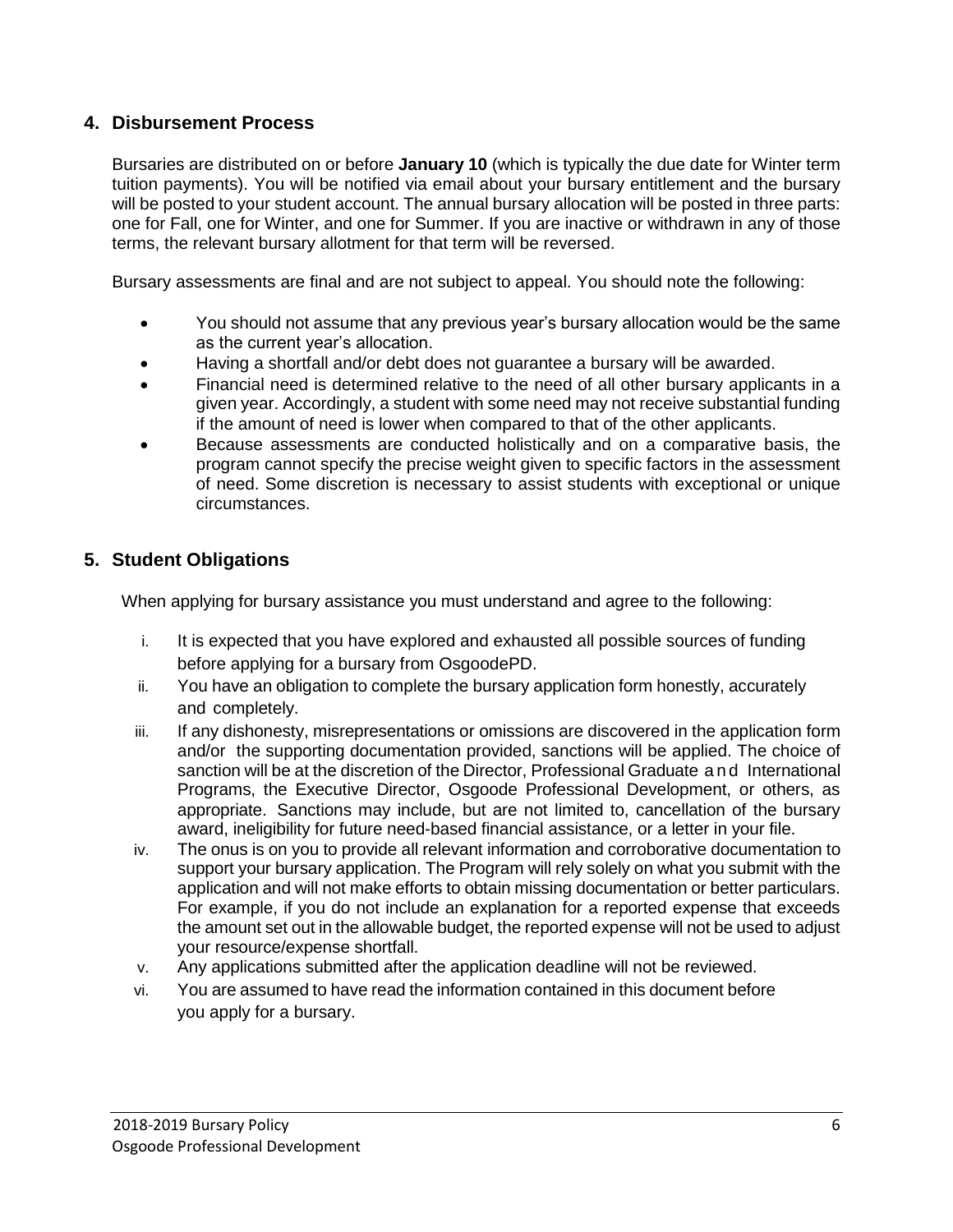## 4. Disbursement Process

Bursaries are distributed on or before **January 10** (which is typically the due date for Winter term tuition payments). You will be notified via email about your bursary entitlement and the bursary will be posted to your student account. The annual bursary allocation will be posted in three parts: one for Fall, one for Winter, and one for Summer. If you are inactive or withdrawn in any of those terms, the relevant bursary allotment for that term will be reversed.

Bursary assessments are final and are not subject to appeal. You should note the following:

- You should not assume that any previous year's bursary allocation would be the same as the current year's allocation.
- Having a shortfall and/or debt does not guarantee a bursary will be awarded.
- Financial need is determined relative to the need of all other bursary applicants in a given year. Accordingly, a student with some need may not receive substantial funding if the amount of need is lower when compared to that of the other applicants.
- Because assessments are conducted holistically and on a comparative basis, the program cannot specify the precise weight given to specific factors in the assessment of need. Some discretion is necessary to assist students with exceptional or unique circumstances.

## 5. Student Obligations

When applying for bursary assistance you must understand and agree to the following:

i. It is expected that you have explored and exhausted all possible sources of funding before applying for a bursary from OsgoodePD.

ii. You have an obligation to complete the bursary application form honestly, accurately and completely.

iii. If any dishonesty, misrepresentations or omissions are discovered in the application form and/or the supporting documentation provided, sanctions will be applied. The choice of sanction will be at the discretion of the Director, Professional Graduate and International Programs, the Executive Director, Osgoode Professional Development, or others, as appropriate. Sanctions may include, but are not limited to, cancellation of the bursary award, ineligibility for future need-based financial assistance, or a letter in your file.

iv. The onus is on you to provide all relevant information and corroborative documentation to support your bursary application. The Program will rely solely on what you submit with the application and will not make efforts to obtain missing documentation or better particulars. For example, if you do not include an explanation for a reported expense that exceeds the amount set out in the allowable budget, the reported expense will not be used to adjust your resource/expense shortfall.

v. Any applications submitted after the application deadline will not be reviewed.

vi. You are assumed to have read the information contained in this document before you apply for a bursary.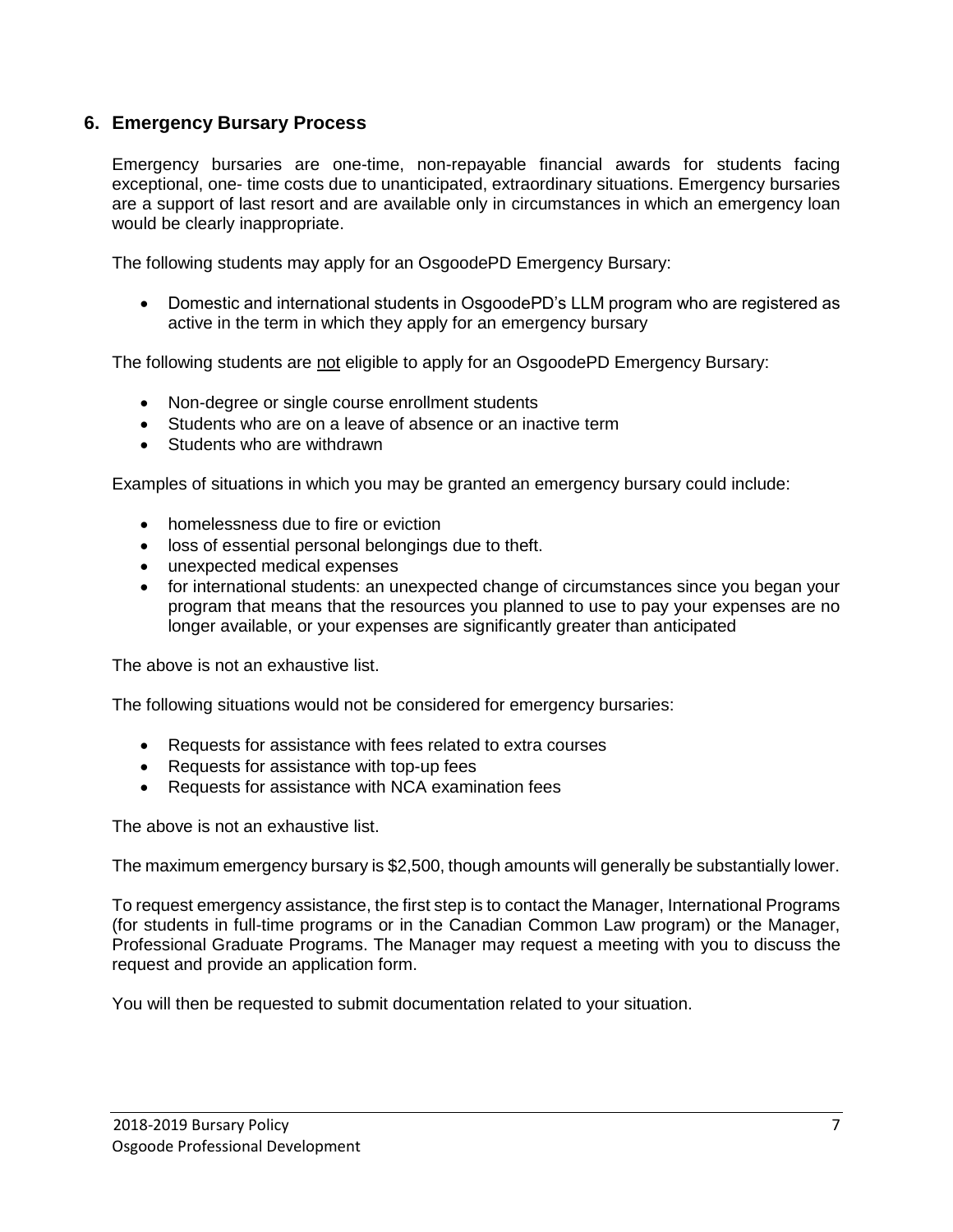## 6. Emergency Bursary Process

Emergency bursaries are one-time, non-repayable financial awards for students facing exceptional, one- time costs due to unanticipated, extraordinary situations. Emergency bursaries are a support of last resort and are available only in circumstances in which an emergency loan would be clearly inappropriate.

The following students may apply for an OsgoodePD Emergency Bursary:

- Domestic and international students in OsgoodePD's LLM program who are registered as active in the term in which they apply for an emergency bursary

The following students are not eligible to apply for an OsgoodePD Emergency Bursary:

- Non-degree or single course enrollment students
- Students who are on a leave of absence or an inactive term
- Students who are withdrawn

Examples of situations in which you may be granted an emergency bursary could include:

- homelessness due to fire or eviction
- loss of essential personal belongings due to theft.
- unexpected medical expenses
- for international students: an unexpected change of circumstances since you began your program that means that the resources you planned to use to pay your expenses are no longer available, or your expenses are significantly greater than anticipated

The above is not an exhaustive list.

The following situations would not be considered for emergency bursaries:

- Requests for assistance with fees related to extra courses
- Requests for assistance with top-up fees
- Requests for assistance with NCA examination fees

The above is not an exhaustive list.

The maximum emergency bursary is $2,500, though amounts will generally be substantially lower.

To request emergency assistance, the first step is to contact the Manager, International Programs (for students in full-time programs or in the Canadian Common Law program) or the Manager, Professional Graduate Programs. The Manager may request a meeting with you to discuss the request and provide an application form.

You will then be requested to submit documentation related to your situation.